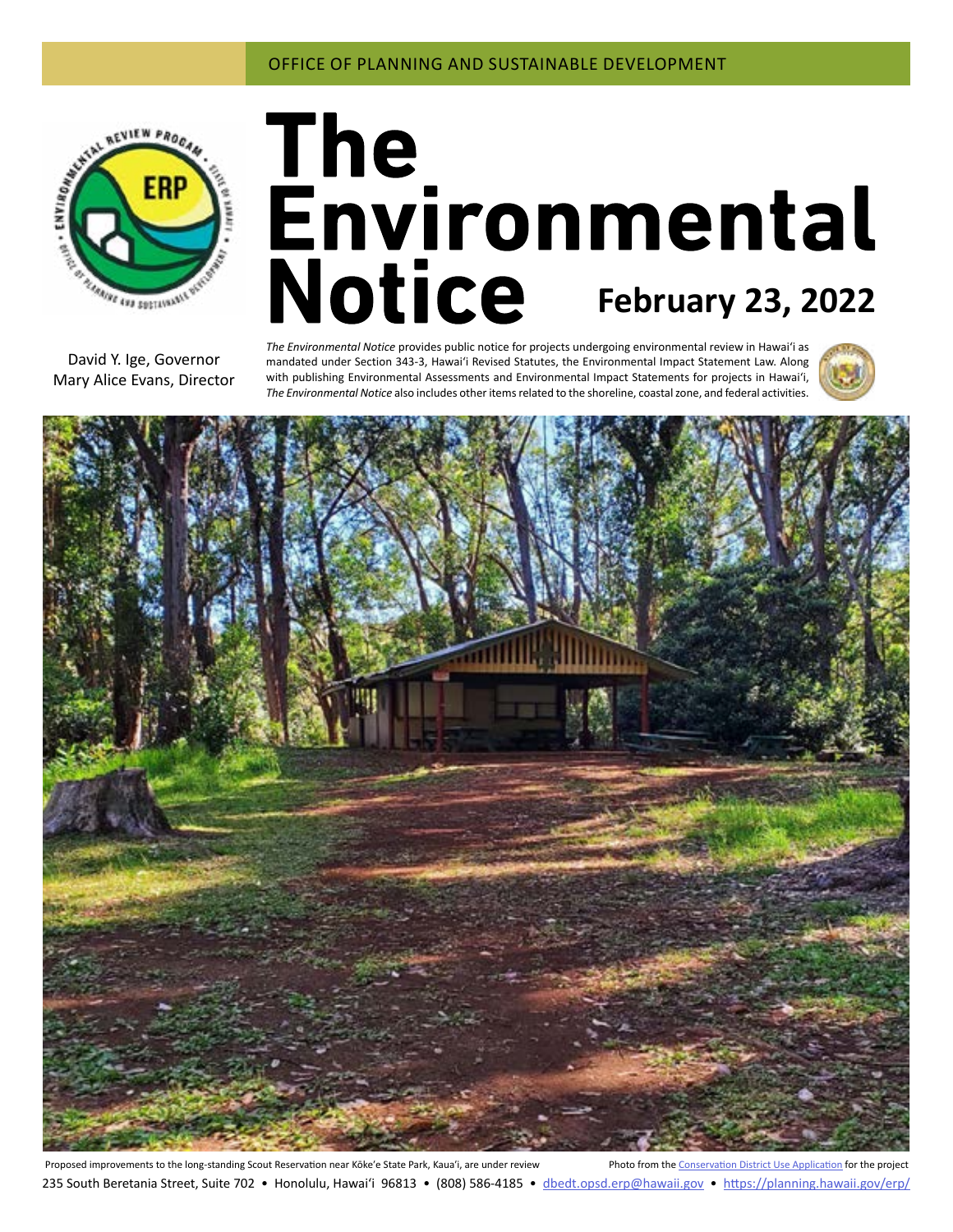OFFICE OF PLANNING AND SUSTAINABLE DEVELOPMENT

# The Environmental Notice

**February 23, 2022**

David Y. Ige, Governor
Mary Alice Evans, Director

*The Environmental Notice* provides public notice for projects undergoing environmental review in Hawaiʻi as mandated under Section 343-3, Hawaiʻi Revised Statutes, the Environmental Impact Statement Law. Along with publishing Environmental Assessments and Environmental Impact Statements for projects in Hawaiʻi, *The Environmental Notice* also includes other items related to the shoreline, coastal zone, and federal activities.

Proposed improvements to the long-standing Scout Reservation near Kōkeʻe State Park, Kauaʻi, are under review

Photo from the [Conservation District Use Application] for the project

235 South Beretania Street, Suite 702 • Honolulu, Hawaiʻi 96813 • (808) 586-4185 • dbedt.opsd.erp@hawaii.gov • https://planning.hawaii.gov/erp/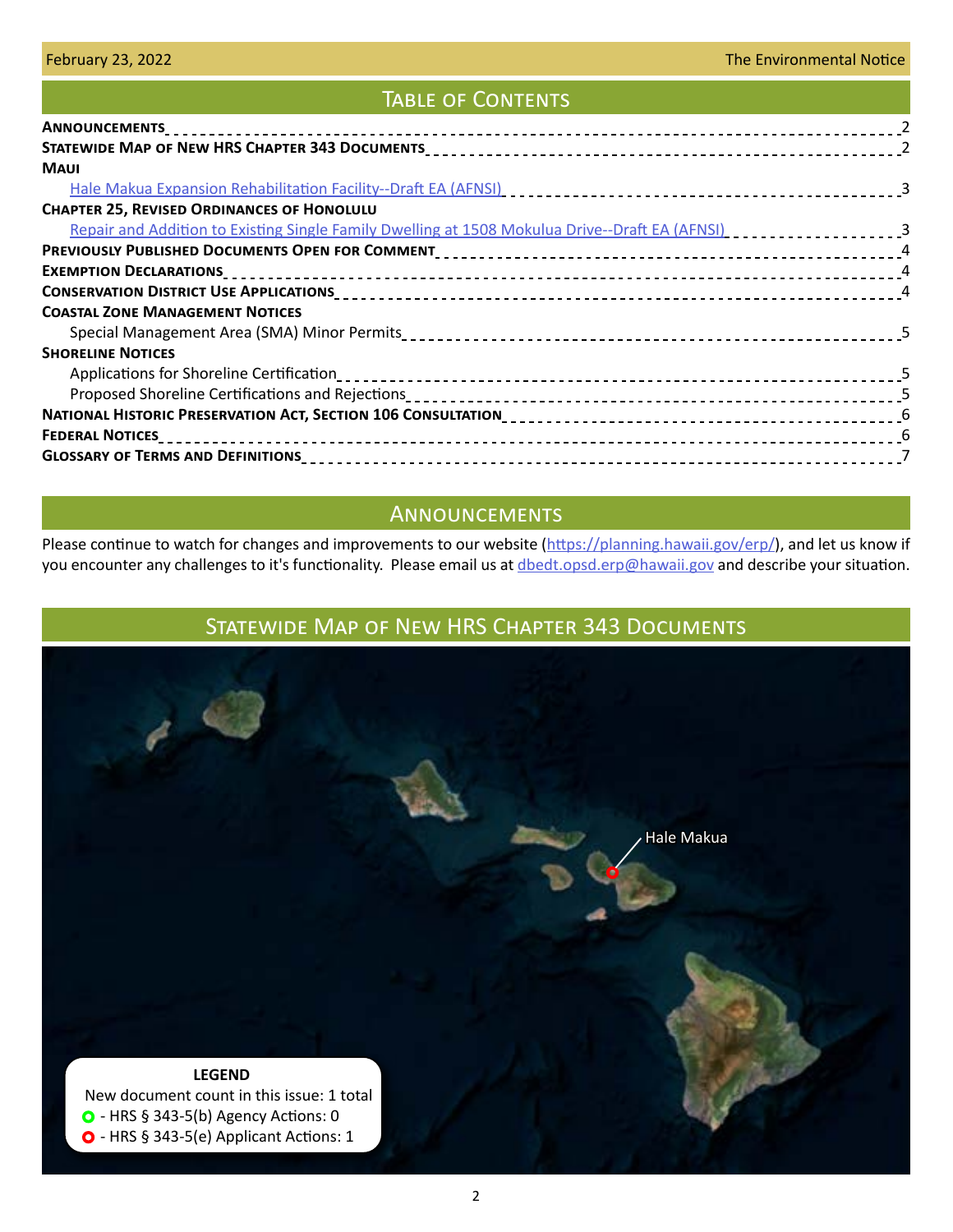# Table of Contents

| | |
|---|---|
| **Announcements** | 2 |
| **Statewide Map of New HRS Chapter 343 Documents** | 2 |
| **Maui** | |
| Hale Makua Expansion Rehabilitation Facility--Draft EA (AFNSI) | 3 |
| **Chapter 25, Revised Ordinances of Honolulu** | |
| Repair and Addition to Existing Single Family Dwelling at 1508 Mokulua Drive--Draft EA (AFNSI) | 3 |
| **Previously Published Documents Open for Comment** | 4 |
| **Exemption Declarations** | 4 |
| **Conservation District Use Applications** | 4 |
| **Coastal Zone Management Notices** | |
| Special Management Area (SMA) Minor Permits | 5 |
| **Shoreline Notices** | |
| Applications for Shoreline Certification | 5 |
| Proposed Shoreline Certifications and Rejections | 5 |
| **National Historic Preservation Act, Section 106 Consultation** | 6 |
| **Federal Notices** | 6 |
| **Glossary of Terms and Definitions** | 7 |

# Announcements

Please continue to watch for changes and improvements to our website (https://planning.hawaii.gov/erp/), and let us know if you encounter any challenges to it's functionality. Please email us at dbedt.opsd.erp@hawaii.gov and describe your situation.

# Statewide Map of New HRS Chapter 343 Documents

Hale Makua

**LEGEND**

New document count in this issue: 1 total

- HRS § 343-5(b) Agency Actions: 0
- HRS § 343-5(e) Applicant Actions: 1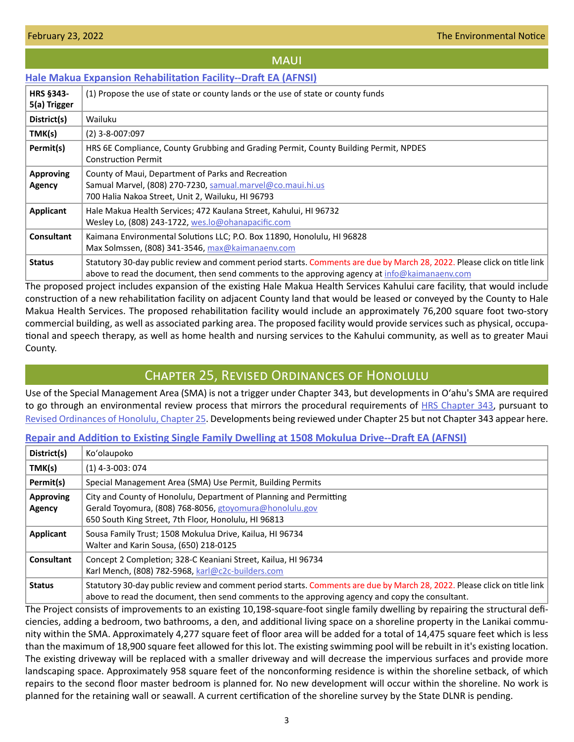## MAUI

### Hale Makua Expansion Rehabilitation Facility--Draft EA (AFNSI)

| | |
|---|---|
| **HRS §343-5(a) Trigger** | (1) Propose the use of state or county lands or the use of state or county funds |
| **District(s)** | Wailuku |
| **TMK(s)** | (2) 3-8-007:097 |
| **Permit(s)** | HRS 6E Compliance, County Grubbing and Grading Permit, County Building Permit, NPDES Construction Permit |
| **Approving Agency** | County of Maui, Department of Parks and Recreation<br>Samual Marvel, (808) 270-7230, samual.marvel@co.maui.hi.us<br>700 Halia Nakoa Street, Unit 2, Wailuku, HI 96793 |
| **Applicant** | Hale Makua Health Services; 472 Kaulana Street, Kahului, HI 96732<br>Wesley Lo, (808) 243-1722, wes.lo@ohanapacific.com |
| **Consultant** | Kaimana Environmental Solutions LLC; P.O. Box 11890, Honolulu, HI 96828<br>Max Solmssen, (808) 341-3546, max@kaimanaenv.com |
| **Status** | Statutory 30-day public review and comment period starts. Comments are due by March 28, 2022. Please click on title link above to read the document, then send comments to the approving agency at info@kaimanaenv.com |

The proposed project includes expansion of the existing Hale Makua Health Services Kahului care facility, that would include construction of a new rehabilitation facility on adjacent County land that would be leased or conveyed by the County to Hale Makua Health Services. The proposed rehabilitation facility would include an approximately 76,200 square foot two-story commercial building, as well as associated parking area. The proposed facility would provide services such as physical, occupational and speech therapy, as well as home health and nursing services to the Kahului community, as well as to greater Maui County.

## Chapter 25, Revised Ordinances of Honolulu

Use of the Special Management Area (SMA) is not a trigger under Chapter 343, but developments in Oʻahu's SMA are required to go through an environmental review process that mirrors the procedural requirements of HRS Chapter 343, pursuant to Revised Ordinances of Honolulu, Chapter 25. Developments being reviewed under Chapter 25 but not Chapter 343 appear here.

### Repair and Addition to Existing Single Family Dwelling at 1508 Mokulua Drive--Draft EA (AFNSI)

| | |
|---|---|
| **District(s)** | Koʻolaupoko |
| **TMK(s)** | (1) 4-3-003: 074 |
| **Permit(s)** | Special Management Area (SMA) Use Permit, Building Permits |
| **Approving Agency** | City and County of Honolulu, Department of Planning and Permitting<br>Gerald Toyomura, (808) 768-8056, gtoyomura@honolulu.gov<br>650 South King Street, 7th Floor, Honolulu, HI 96813 |
| **Applicant** | Sousa Family Trust; 1508 Mokulua Drive, Kailua, HI 96734<br>Walter and Karin Sousa, (650) 218-0125 |
| **Consultant** | Concept 2 Completion; 328-C Keaniani Street, Kailua, HI 96734<br>Karl Mench, (808) 782-5968, karl@c2c-builders.com |
| **Status** | Statutory 30-day public review and comment period starts. Comments are due by March 28, 2022. Please click on title link above to read the document, then send comments to the approving agency and copy the consultant. |

The Project consists of improvements to an existing 10,198-square-foot single family dwelling by repairing the structural deficiencies, adding a bedroom, two bathrooms, a den, and additional living space on a shoreline property in the Lanikai community within the SMA. Approximately 4,277 square feet of floor area will be added for a total of 14,475 square feet which is less than the maximum of 18,900 square feet allowed for this lot. The existing swimming pool will be rebuilt in it's existing location. The existing driveway will be replaced with a smaller driveway and will decrease the impervious surfaces and provide more landscaping space. Approximately 958 square feet of the nonconforming residence is within the shoreline setback, of which repairs to the second floor master bedroom is planned for. No new development will occur within the shoreline. No work is planned for the retaining wall or seawall. A current certification of the shoreline survey by the State DLNR is pending.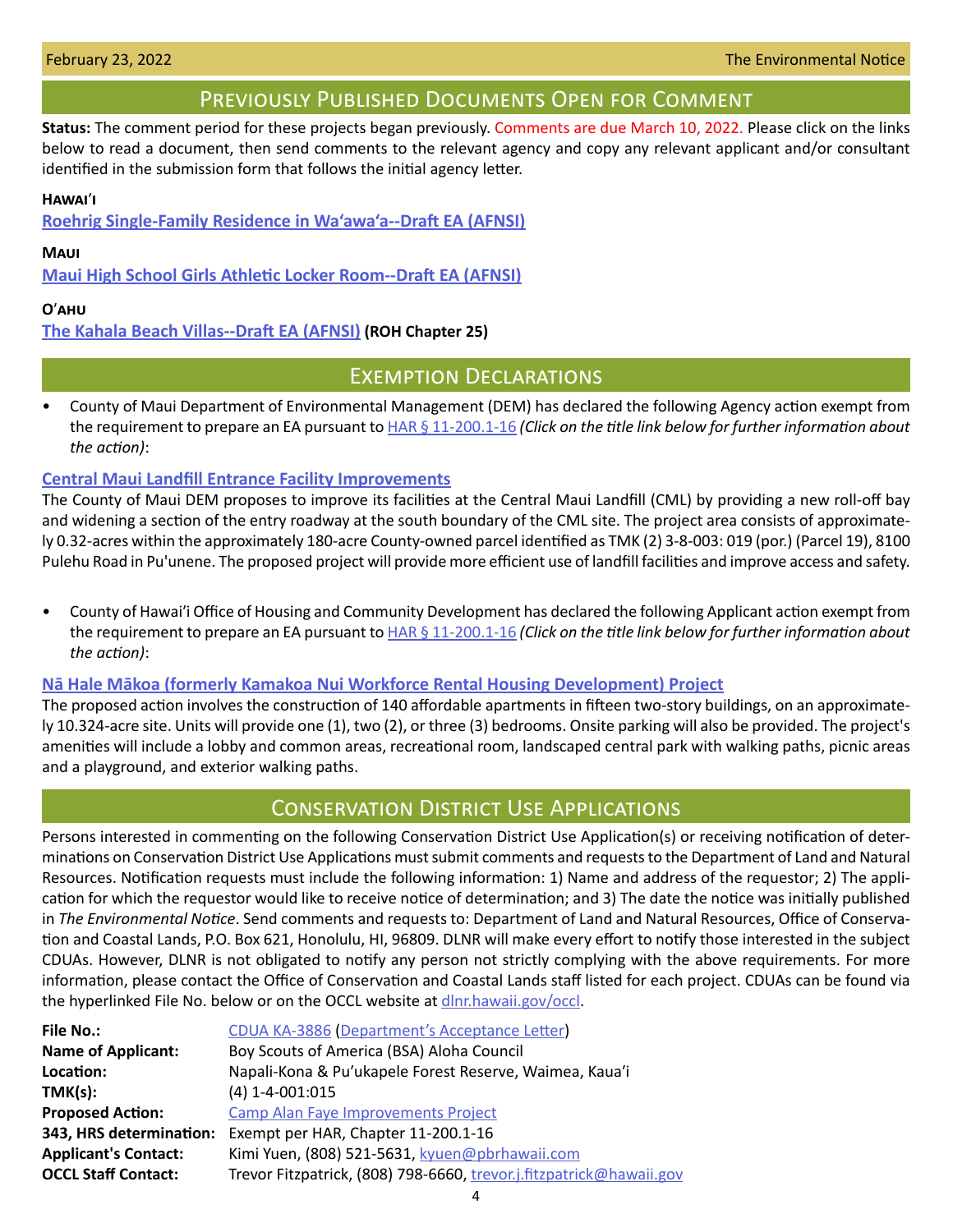## Previously Published Documents Open for Comment

**Status:** The comment period for these projects began previously. Comments are due March 10, 2022. Please click on the links below to read a document, then send comments to the relevant agency and copy any relevant applicant and/or consultant identified in the submission form that follows the initial agency letter.

### Hawai'i

[Roehrig Single-Family Residence in Wa'awa'a--Draft EA (AFNSI)]

### Maui

[Maui High School Girls Athletic Locker Room--Draft EA (AFNSI)]

### O'ahu

[The Kahala Beach Villas--Draft EA (AFNSI)] **(ROH Chapter 25)**

## Exemption Declarations

- County of Maui Department of Environmental Management (DEM) has declared the following Agency action exempt from the requirement to prepare an EA pursuant to HAR § 11-200.1-16 *(Click on the title link below for further information about the action)*:

### Central Maui Landfill Entrance Facility Improvements

The County of Maui DEM proposes to improve its facilities at the Central Maui Landfill (CML) by providing a new roll-off bay and widening a section of the entry roadway at the south boundary of the CML site. The project area consists of approximately 0.32-acres within the approximately 180-acre County-owned parcel identified as TMK (2) 3-8-003: 019 (por.) (Parcel 19), 8100 Pulehu Road in Pu'unene. The proposed project will provide more efficient use of landfill facilities and improve access and safety.

- County of Hawai'i Office of Housing and Community Development has declared the following Applicant action exempt from the requirement to prepare an EA pursuant to HAR § 11-200.1-16 *(Click on the title link below for further information about the action)*:

### Nā Hale Mākoa (formerly Kamakoa Nui Workforce Rental Housing Development) Project

The proposed action involves the construction of 140 affordable apartments in fifteen two-story buildings, on an approximately 10.324-acre site. Units will provide one (1), two (2), or three (3) bedrooms. Onsite parking will also be provided. The project's amenities will include a lobby and common areas, recreational room, landscaped central park with walking paths, picnic areas and a playground, and exterior walking paths.

## Conservation District Use Applications

Persons interested in commenting on the following Conservation District Use Application(s) or receiving notification of determinations on Conservation District Use Applications must submit comments and requests to the Department of Land and Natural Resources. Notification requests must include the following information: 1) Name and address of the requestor; 2) The application for which the requestor would like to receive notice of determination; and 3) The date the notice was initially published in *The Environmental Notice*. Send comments and requests to: Department of Land and Natural Resources, Office of Conservation and Coastal Lands, P.O. Box 621, Honolulu, HI, 96809. DLNR will make every effort to notify those interested in the subject CDUAs. However, DLNR is not obligated to notify any person not strictly complying with the above requirements. For more information, please contact the Office of Conservation and Coastal Lands staff listed for each project. CDUAs can be found via the hyperlinked File No. below or on the OCCL website at dlnr.hawaii.gov/occl.

| | |
|---|---|
| **File No.:** | CDUA KA-3886 (Department's Acceptance Letter) |
| **Name of Applicant:** | Boy Scouts of America (BSA) Aloha Council |
| **Location:** | Napali-Kona & Pu'ukapele Forest Reserve, Waimea, Kaua'i |
| **TMK(s):** | (4) 1-4-001:015 |
| **Proposed Action:** | Camp Alan Faye Improvements Project |
| **343, HRS determination:** | Exempt per HAR, Chapter 11-200.1-16 |
| **Applicant's Contact:** | Kimi Yuen, (808) 521-5631, kyuen@pbrhawaii.com |
| **OCCL Staff Contact:** | Trevor Fitzpatrick, (808) 798-6660, trevor.j.fitzpatrick@hawaii.gov |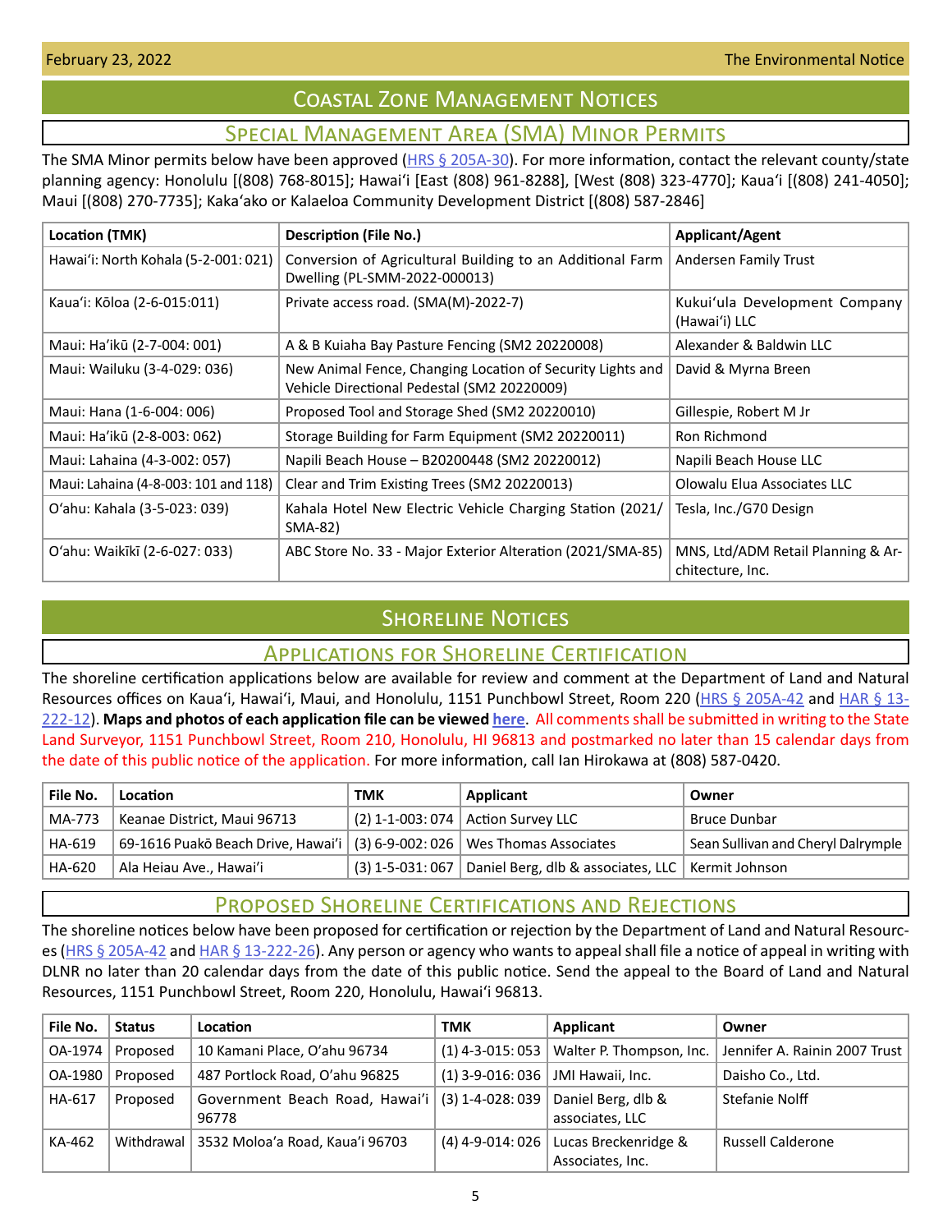# Coastal Zone Management Notices

## Special Management Area (SMA) Minor Permits

The SMA Minor permits below have been approved (HRS § 205A-30). For more information, contact the relevant county/state planning agency: Honolulu [(808) 768-8015]; Hawaiʻi [East (808) 961-8288], [West (808) 323-4770]; Kauaʻi [(808) 241-4050]; Maui [(808) 270-7735]; Kakaʻako or Kalaeloa Community Development District [(808) 587-2846]

| Location (TMK) | Description (File No.) | Applicant/Agent |
|---|---|---|
| Hawaiʻi: North Kohala (5-2-001: 021) | Conversion of Agricultural Building to an Additional Farm Dwelling (PL-SMM-2022-000013) | Andersen Family Trust |
| Kauaʻi: Kōloa (2-6-015:011) | Private access road. (SMA(M)-2022-7) | Kukuiʻula Development Company (Hawaiʻi) LLC |
| Maui: Haʻikū (2-7-004: 001) | A & B Kuiaha Bay Pasture Fencing (SM2 20220008) | Alexander & Baldwin LLC |
| Maui: Wailuku (3-4-029: 036) | New Animal Fence, Changing Location of Security Lights and Vehicle Directional Pedestal (SM2 20220009) | David & Myrna Breen |
| Maui: Hana (1-6-004: 006) | Proposed Tool and Storage Shed (SM2 20220010) | Gillespie, Robert M Jr |
| Maui: Haʻikū (2-8-003: 062) | Storage Building for Farm Equipment (SM2 20220011) | Ron Richmond |
| Maui: Lahaina (4-3-002: 057) | Napili Beach House – B20200448 (SM2 20220012) | Napili Beach House LLC |
| Maui: Lahaina (4-8-003: 101 and 118) | Clear and Trim Existing Trees (SM2 20220013) | Olowalu Elua Associates LLC |
| Oʻahu: Kahala (3-5-023: 039) | Kahala Hotel New Electric Vehicle Charging Station (2021/SMA-82) | Tesla, Inc./G70 Design |
| Oʻahu: Waikīkī (2-6-027: 033) | ABC Store No. 33 - Major Exterior Alteration (2021/SMA-85) | MNS, Ltd/ADM Retail Planning & Architecture, Inc. |

# Shoreline Notices

## Applications for Shoreline Certification

The shoreline certification applications below are available for review and comment at the Department of Land and Natural Resources offices on Kauaʻi, Hawaiʻi, Maui, and Honolulu, 1151 Punchbowl Street, Room 220 (HRS § 205A-42 and HAR § 13-222-12). **Maps and photos of each application file can be viewed here.** All comments shall be submitted in writing to the State Land Surveyor, 1151 Punchbowl Street, Room 210, Honolulu, HI 96813 and postmarked no later than 15 calendar days from the date of this public notice of the application. For more information, call Ian Hirokawa at (808) 587-0420.

| File No. | Location | TMK | Applicant | Owner |
|---|---|---|---|---|
| MA-773 | Keanae District, Maui 96713 | (2) 1-1-003: 074 | Action Survey LLC | Bruce Dunbar |
| HA-619 | 69-1616 Puakō Beach Drive, Hawaiʻi | (3) 6-9-002: 026 | Wes Thomas Associates | Sean Sullivan and Cheryl Dalrymple |
| HA-620 | Ala Heiau Ave., Hawaiʻi | (3) 1-5-031: 067 | Daniel Berg, dlb & associates, LLC | Kermit Johnson |

## Proposed Shoreline Certifications and Rejections

The shoreline notices below have been proposed for certification or rejection by the Department of Land and Natural Resources (HRS § 205A-42 and HAR § 13-222-26). Any person or agency who wants to appeal shall file a notice of appeal in writing with DLNR no later than 20 calendar days from the date of this public notice. Send the appeal to the Board of Land and Natural Resources, 1151 Punchbowl Street, Room 220, Honolulu, Hawaiʻi 96813.

| File No. | Status | Location | TMK | Applicant | Owner |
|---|---|---|---|---|---|
| OA-1974 | Proposed | 10 Kamani Place, Oʻahu 96734 | (1) 4-3-015: 053 | Walter P. Thompson, Inc. | Jennifer A. Rainin 2007 Trust |
| OA-1980 | Proposed | 487 Portlock Road, Oʻahu 96825 | (1) 3-9-016: 036 | JMI Hawaii, Inc. | Daisho Co., Ltd. |
| HA-617 | Proposed | Government Beach Road, Hawaiʻi 96778 | (3) 1-4-028: 039 | Daniel Berg, dlb & associates, LLC | Stefanie Nolff |
| KA-462 | Withdrawal | 3532 Moloaʻa Road, Kauaʻi 96703 | (4) 4-9-014: 026 | Lucas Breckenridge & Associates, Inc. | Russell Calderone |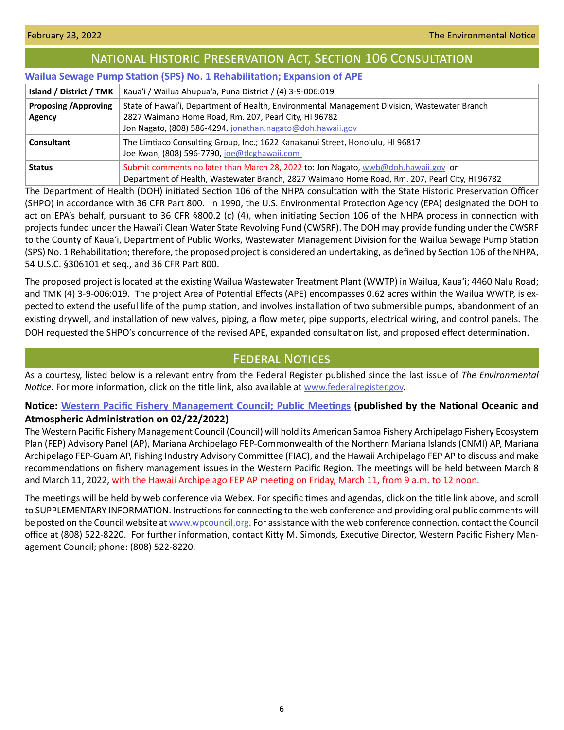## National Historic Preservation Act, Section 106 Consultation

### Wailua Sewage Pump Station (SPS) No. 1 Rehabilitation; Expansion of APE

| Island / District / TMK | Kaua'i / Wailua Ahupua'a, Puna District / (4) 3-9-006:019 |
|---|---|
| Proposing /Approving Agency | State of Hawai'i, Department of Health, Environmental Management Division, Wastewater Branch<br>2827 Waimano Home Road, Rm. 207, Pearl City, HI 96782<br>Jon Nagato, (808) 586-4294, jonathan.nagato@doh.hawaii.gov |
| Consultant | The Limtiaco Consulting Group, Inc.; 1622 Kanakanui Street, Honolulu, HI 96817<br>Joe Kwan, (808) 596-7790, joe@tlcghawaii.com |
| Status | Submit comments no later than March 28, 2022 to: Jon Nagato, wwb@doh.hawaii.gov or<br>Department of Health, Wastewater Branch, 2827 Waimano Home Road, Rm. 207, Pearl City, HI 96782 |

The Department of Health (DOH) initiated Section 106 of the NHPA consultation with the State Historic Preservation Officer (SHPO) in accordance with 36 CFR Part 800. In 1990, the U.S. Environmental Protection Agency (EPA) designated the DOH to act on EPA's behalf, pursuant to 36 CFR §800.2 (c) (4), when initiating Section 106 of the NHPA process in connection with projects funded under the Hawai'i Clean Water State Revolving Fund (CWSRF). The DOH may provide funding under the CWSRF to the County of Kaua'i, Department of Public Works, Wastewater Management Division for the Wailua Sewage Pump Station (SPS) No. 1 Rehabilitation; therefore, the proposed project is considered an undertaking, as defined by Section 106 of the NHPA, 54 U.S.C. §306101 et seq., and 36 CFR Part 800.

The proposed project is located at the existing Wailua Wastewater Treatment Plant (WWTP) in Wailua, Kaua'i; 4460 Nalu Road; and TMK (4) 3-9-006:019. The project Area of Potential Effects (APE) encompasses 0.62 acres within the Wailua WWTP, is expected to extend the useful life of the pump station, and involves installation of two submersible pumps, abandonment of an existing drywell, and installation of new valves, piping, a flow meter, pipe supports, electrical wiring, and control panels. The DOH requested the SHPO's concurrence of the revised APE, expanded consultation list, and proposed effect determination.

## Federal Notices

As a courtesy, listed below is a relevant entry from the Federal Register published since the last issue of *The Environmental Notice*. For more information, click on the title link, also available at www.federalregister.gov.

**Notice: Western Pacific Fishery Management Council; Public Meetings (published by the National Oceanic and Atmospheric Administration on 02/22/2022)**

The Western Pacific Fishery Management Council (Council) will hold its American Samoa Fishery Archipelago Fishery Ecosystem Plan (FEP) Advisory Panel (AP), Mariana Archipelago FEP-Commonwealth of the Northern Mariana Islands (CNMI) AP, Mariana Archipelago FEP-Guam AP, Fishing Industry Advisory Committee (FIAC), and the Hawaii Archipelago FEP AP to discuss and make recommendations on fishery management issues in the Western Pacific Region. The meetings will be held between March 8 and March 11, 2022, with the Hawaii Archipelago FEP AP meeting on Friday, March 11, from 9 a.m. to 12 noon.

The meetings will be held by web conference via Webex. For specific times and agendas, click on the title link above, and scroll to SUPPLEMENTARY INFORMATION. Instructions for connecting to the web conference and providing oral public comments will be posted on the Council website at www.wpcouncil.org. For assistance with the web conference connection, contact the Council office at (808) 522-8220. For further information, contact Kitty M. Simonds, Executive Director, Western Pacific Fishery Management Council; phone: (808) 522-8220.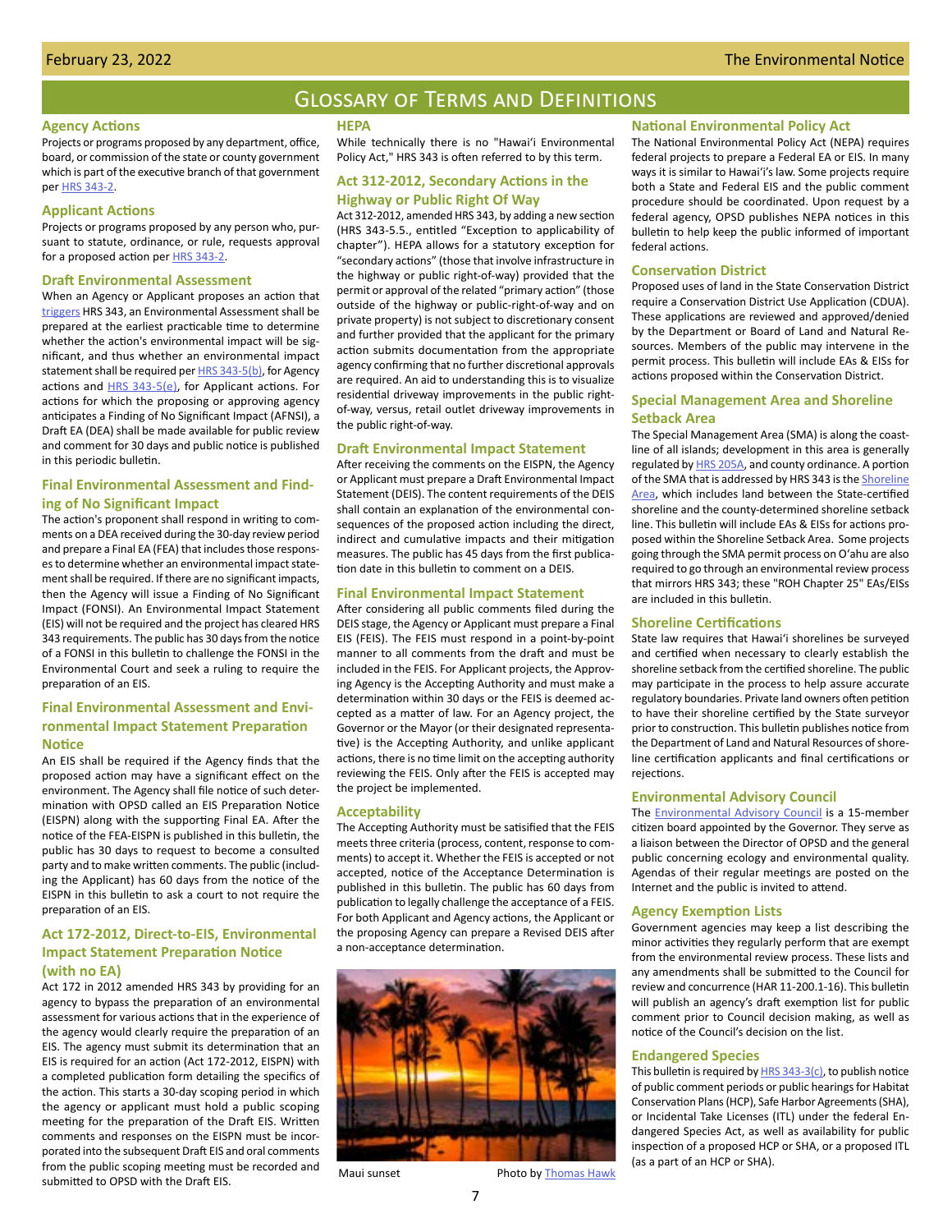# Glossary of Terms and Definitions

### Agency Actions

Projects or programs proposed by any department, office, board, or commission of the state or county government which is part of the executive branch of that government per HRS 343-2.

### Applicant Actions

Projects or programs proposed by any person who, pursuant to statute, ordinance, or rule, requests approval for a proposed action per HRS 343-2.

### Draft Environmental Assessment

When an Agency or Applicant proposes an action that triggers HRS 343, an Environmental Assessment shall be prepared at the earliest practicable time to determine whether the action's environmental impact will be significant, and thus whether an environmental impact statement shall be required per HRS 343-5(b), for Agency actions and HRS 343-5(e), for Applicant actions. For actions for which the proposing or approving agency anticipates a Finding of No Significant Impact (AFNSI), a Draft EA (DEA) shall be made available for public review and comment for 30 days and public notice is published in this periodic bulletin.

### Final Environmental Assessment and Finding of No Significant Impact

The action's proponent shall respond in writing to comments on a DEA received during the 30-day review period and prepare a Final EA (FEA) that includes those responses to determine whether an environmental impact statement shall be required. If there are no significant impacts, then the Agency will issue a Finding of No Significant Impact (FONSI). An Environmental Impact Statement (EIS) will not be required and the project has cleared HRS 343 requirements. The public has 30 days from the notice of a FONSI in this bulletin to challenge the FONSI in the Environmental Court and seek a ruling to require the preparation of an EIS.

### Final Environmental Assessment and Environmental Impact Statement Preparation Notice

An EIS shall be required if the Agency finds that the proposed action may have a significant effect on the environment. The Agency shall file notice of such determination with OPSD called an EIS Preparation Notice (EISPN) along with the supporting Final EA. After the notice of the FEA-EISPN is published in this bulletin, the public has 30 days to request to become a consulted party and to make written comments. The public (including the Applicant) has 60 days from the notice of the EISPN in this bulletin to ask a court to not require the preparation of an EIS.

### Act 172-2012, Direct-to-EIS, Environmental Impact Statement Preparation Notice (with no EA)

Act 172 in 2012 amended HRS 343 by providing for an agency to bypass the preparation of an environmental assessment for various actions that in the experience of the agency would clearly require the preparation of an EIS. The agency must submit its determination that an EIS is required for an action (Act 172-2012, EISPN) with a completed publication form detailing the specifics of the action. This starts a 30-day scoping period in which the agency or applicant must hold a public scoping meeting for the preparation of the Draft EIS. Written comments and responses on the EISPN must be incorporated into the subsequent Draft EIS and oral comments from the public scoping meeting must be recorded and submitted to OPSD with the Draft EIS.

### HEPA

While technically there is no "Hawai'i Environmental Policy Act," HRS 343 is often referred to by this term.

### Act 312-2012, Secondary Actions in the Highway or Public Right Of Way

Act 312-2012, amended HRS 343, by adding a new section (HRS 343-5.5., entitled "Exception to applicability of chapter"). HEPA allows for a statutory exception for "secondary actions" (those that involve infrastructure in the highway or public right-of-way) provided that the permit or approval of the related "primary action" (those outside of the highway or public-right-of-way and on private property) is not subject to discretionary consent and further provided that the applicant for the primary action submits documentation from the appropriate agency confirming that no further discretional approvals are required. An aid to understanding this is to visualize residential driveway improvements in the public right-of-way, versus, retail outlet driveway improvements in the public right-of-way.

### Draft Environmental Impact Statement

After receiving the comments on the EISPN, the Agency or Applicant must prepare a Draft Environmental Impact Statement (DEIS). The content requirements of the DEIS shall contain an explanation of the environmental consequences of the proposed action including the direct, indirect and cumulative impacts and their mitigation measures. The public has 45 days from the first publication date in this bulletin to comment on a DEIS.

### Final Environmental Impact Statement

After considering all public comments filed during the DEIS stage, the Agency or Applicant must prepare a Final EIS (FEIS). The FEIS must respond in a point-by-point manner to all comments from the draft and must be included in the FEIS. For Applicant projects, the Approving Agency is the Accepting Authority and must make a determination within 30 days or the FEIS is deemed accepted as a matter of law. For an Agency project, the Governor or the Mayor (or their designated representative) is the Accepting Authority, and unlike applicant actions, there is no time limit on the accepting authority reviewing the FEIS. Only after the FEIS is accepted may the project be implemented.

### Acceptability

The Accepting Authority must be satisified that the FEIS meets three criteria (process, content, response to comments) to accept it. Whether the FEIS is accepted or not accepted, notice of the Acceptance Determination is published in this bulletin. The public has 60 days from publication to legally challenge the acceptance of a FEIS. For both Applicant and Agency actions, the Applicant or the proposing Agency can prepare a Revised DEIS after a non-acceptance determination.

Maui sunset Photo by Thomas Hawk

### National Environmental Policy Act

The National Environmental Policy Act (NEPA) requires federal projects to prepare a Federal EA or EIS. In many ways it is similar to Hawai'i's law. Some projects require both a State and Federal EIS and the public comment procedure should be coordinated. Upon request by a federal agency, OPSD publishes NEPA notices in this bulletin to help keep the public informed of important federal actions.

### Conservation District

Proposed uses of land in the State Conservation District require a Conservation District Use Application (CDUA). These applications are reviewed and approved/denied by the Department or Board of Land and Natural Resources. Members of the public may intervene in the permit process. This bulletin will include EAs & EISs for actions proposed within the Conservation District.

### Special Management Area and Shoreline Setback Area

The Special Management Area (SMA) is along the coastline of all islands; development in this area is generally regulated by HRS 205A, and county ordinance. A portion of the SMA that is addressed by HRS 343 is the Shoreline Area, which includes land between the State-certified shoreline and the county-determined shoreline setback line. This bulletin will include EAs & EISs for actions proposed within the Shoreline Setback Area. Some projects going through the SMA permit process on O'ahu are also required to go through an environmental review process that mirrors HRS 343; these "ROH Chapter 25" EAs/EISs are included in this bulletin.

### Shoreline Certifications

State law requires that Hawai'i shorelines be surveyed and certified when necessary to clearly establish the shoreline setback from the certified shoreline. The public may participate in the process to help assure accurate regulatory boundaries. Private land owners often petition to have their shoreline certified by the State surveyor prior to construction. This bulletin publishes notice from the Department of Land and Natural Resources of shoreline certification applicants and final certifications or rejections.

### Environmental Advisory Council

The Environmental Advisory Council is a 15-member citizen board appointed by the Governor. They serve as a liaison between the Director of OPSD and the general public concerning ecology and environmental quality. Agendas of their regular meetings are posted on the Internet and the public is invited to attend.

### Agency Exemption Lists

Government agencies may keep a list describing the minor activities they regularly perform that are exempt from the environmental review process. These lists and any amendments shall be submitted to the Council for review and concurrence (HAR 11-200.1-16). This bulletin will publish an agency's draft exemption list for public comment prior to Council decision making, as well as notice of the Council's decision on the list.

### Endangered Species

This bulletin is required by HRS 343-3(c), to publish notice of public comment periods or public hearings for Habitat Conservation Plans (HCP), Safe Harbor Agreements (SHA), or Incidental Take Licenses (ITL) under the federal Endangered Species Act, as well as availability for public inspection of a proposed HCP or SHA, or a proposed ITL (as a part of an HCP or SHA).